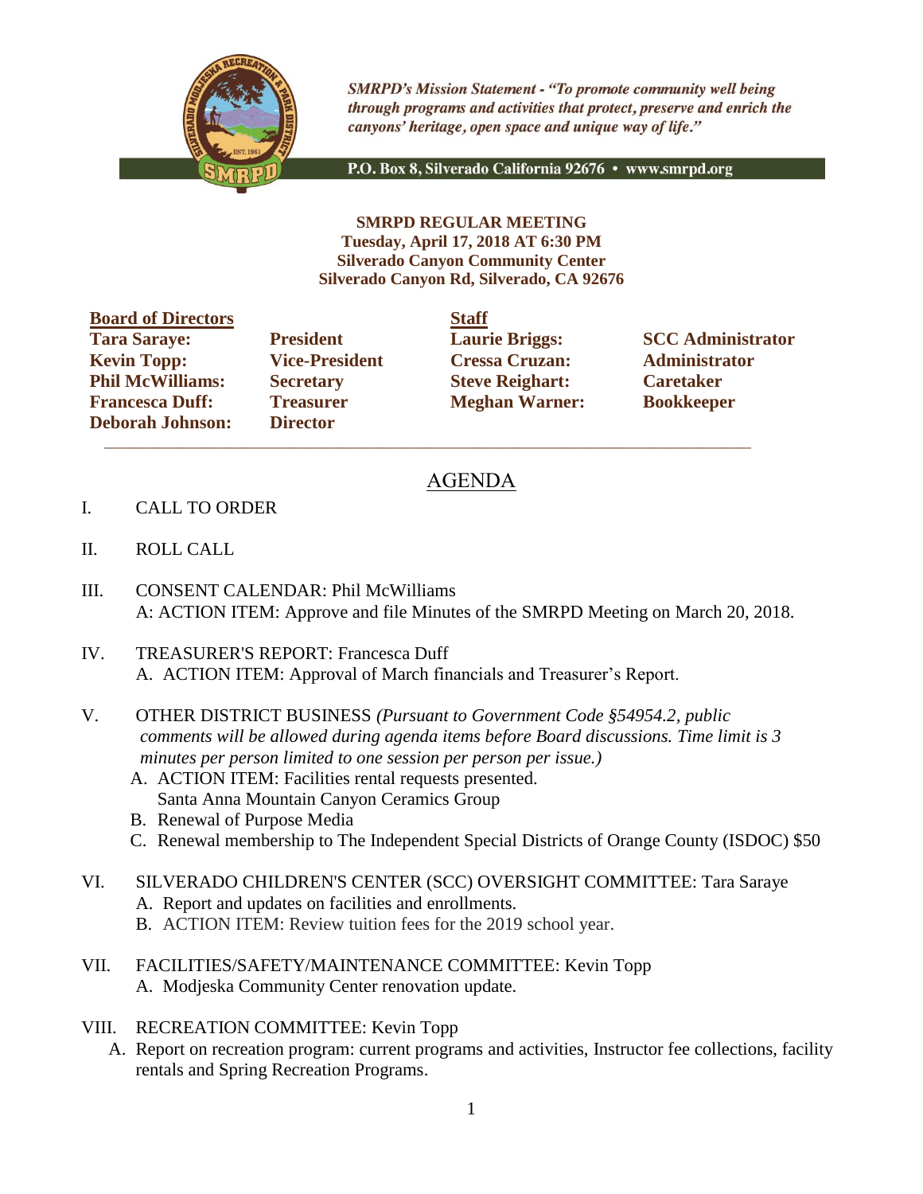*SMRPD's Mission Statement - "To promote community well being through programs and activities that protect, preserve and enrich the canyons' heritage, open space and unique way of life."*

P.O. Box 8, Silverado California 92676 • www.smrpd.org

**SMRPD REGULAR MEETING**
**Tuesday, April 17, 2018 AT 6:30 PM**
**Silverado Canyon Community Center**
**Silverado Canyon Rd, Silverado, CA 92676**

| **Board of Directors** | | **Staff** | |
|---|---|---|---|
| **Tara Saraye:** | **President** | **Laurie Briggs:** | **SCC Administrator** |
| **Kevin Topp:** | **Vice-President** | **Cressa Cruzan:** | **Administrator** |
| **Phil McWilliams:** | **Secretary** | **Steve Reighart:** | **Caretaker** |
| **Francesca Duff:** | **Treasurer** | **Meghan Warner:** | **Bookkeeper** |
| **Deborah Johnson:** | **Director** | | |

## AGENDA

I. CALL TO ORDER

II. ROLL CALL

III. CONSENT CALENDAR: Phil McWilliams
A: ACTION ITEM: Approve and file Minutes of the SMRPD Meeting on March 20, 2018.

IV. TREASURER'S REPORT: Francesca Duff
A. ACTION ITEM: Approval of March financials and Treasurer's Report.

V. OTHER DISTRICT BUSINESS *(Pursuant to Government Code §54954.2, public comments will be allowed during agenda items before Board discussions. Time limit is 3 minutes per person limited to one session per person per issue.)*
A. ACTION ITEM: Facilities rental requests presented.
Santa Anna Mountain Canyon Ceramics Group
B. Renewal of Purpose Media
C. Renewal membership to The Independent Special Districts of Orange County (ISDOC) $50

VI. SILVERADO CHILDREN'S CENTER (SCC) OVERSIGHT COMMITTEE: Tara Saraye
A. Report and updates on facilities and enrollments.
B. ACTION ITEM: Review tuition fees for the 2019 school year.

VII. FACILITIES/SAFETY/MAINTENANCE COMMITTEE: Kevin Topp
A. Modjeska Community Center renovation update.

VIII. RECREATION COMMITTEE: Kevin Topp
A. Report on recreation program: current programs and activities, Instructor fee collections, facility rentals and Spring Recreation Programs.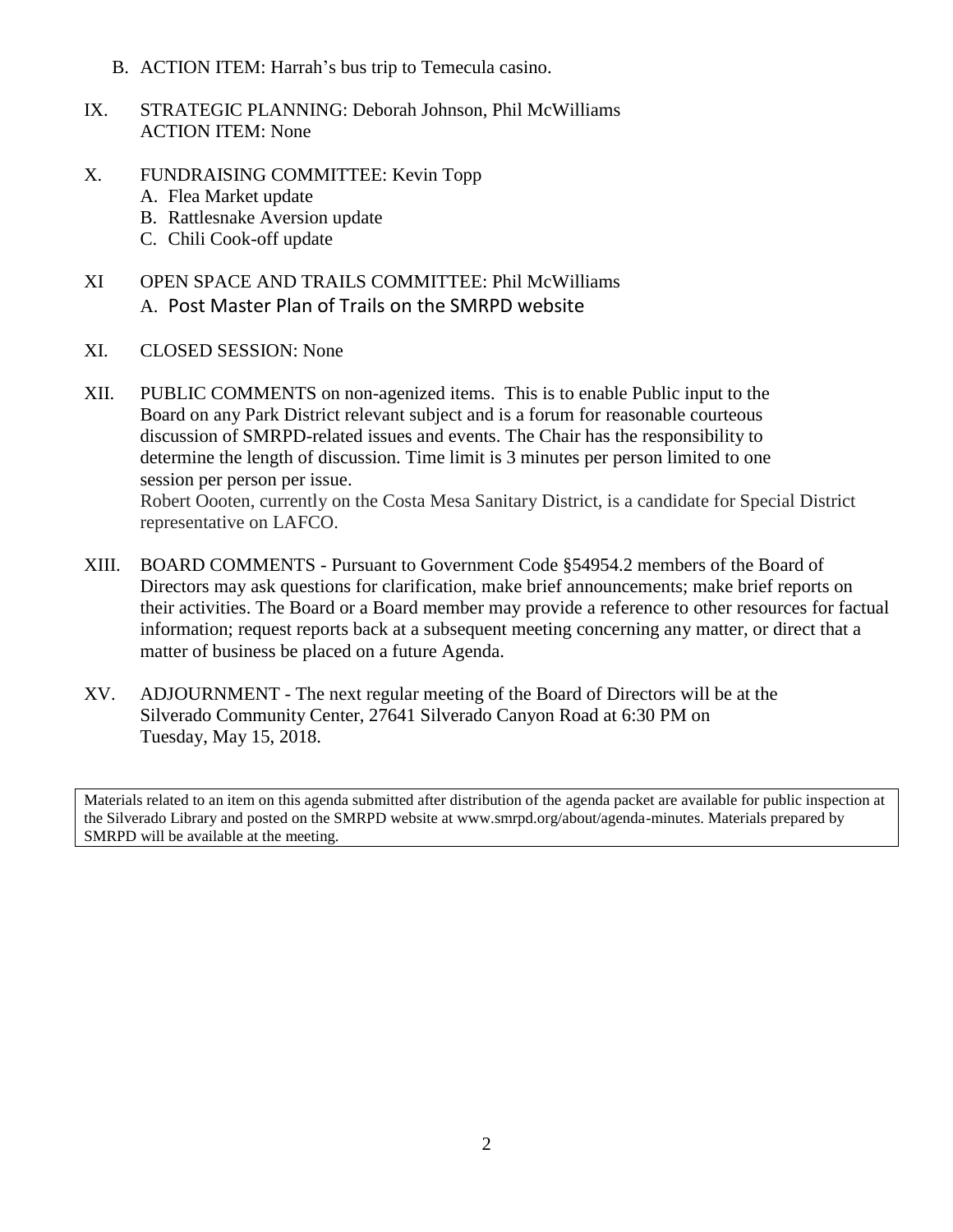B. ACTION ITEM: Harrah's bus trip to Temecula casino.

IX. STRATEGIC PLANNING: Deborah Johnson, Phil McWilliams
ACTION ITEM: None

X. FUNDRAISING COMMITTEE: Kevin Topp
   A. Flea Market update
   B. Rattlesnake Aversion update
   C. Chili Cook-off update

XI OPEN SPACE AND TRAILS COMMITTEE: Phil McWilliams
   A. Post Master Plan of Trails on the SMRPD website

XI. CLOSED SESSION: None

XII. PUBLIC COMMENTS on non-agenized items. This is to enable Public input to the Board on any Park District relevant subject and is a forum for reasonable courteous discussion of SMRPD-related issues and events. The Chair has the responsibility to determine the length of discussion. Time limit is 3 minutes per person limited to one session per person per issue.
Robert Oooten, currently on the Costa Mesa Sanitary District, is a candidate for Special District representative on LAFCO.

XIII. BOARD COMMENTS - Pursuant to Government Code §54954.2 members of the Board of Directors may ask questions for clarification, make brief announcements; make brief reports on their activities. The Board or a Board member may provide a reference to other resources for factual information; request reports back at a subsequent meeting concerning any matter, or direct that a matter of business be placed on a future Agenda.

XV. ADJOURNMENT - The next regular meeting of the Board of Directors will be at the Silverado Community Center, 27641 Silverado Canyon Road at 6:30 PM on Tuesday, May 15, 2018.

Materials related to an item on this agenda submitted after distribution of the agenda packet are available for public inspection at the Silverado Library and posted on the SMRPD website at www.smrpd.org/about/agenda-minutes. Materials prepared by SMRPD will be available at the meeting.